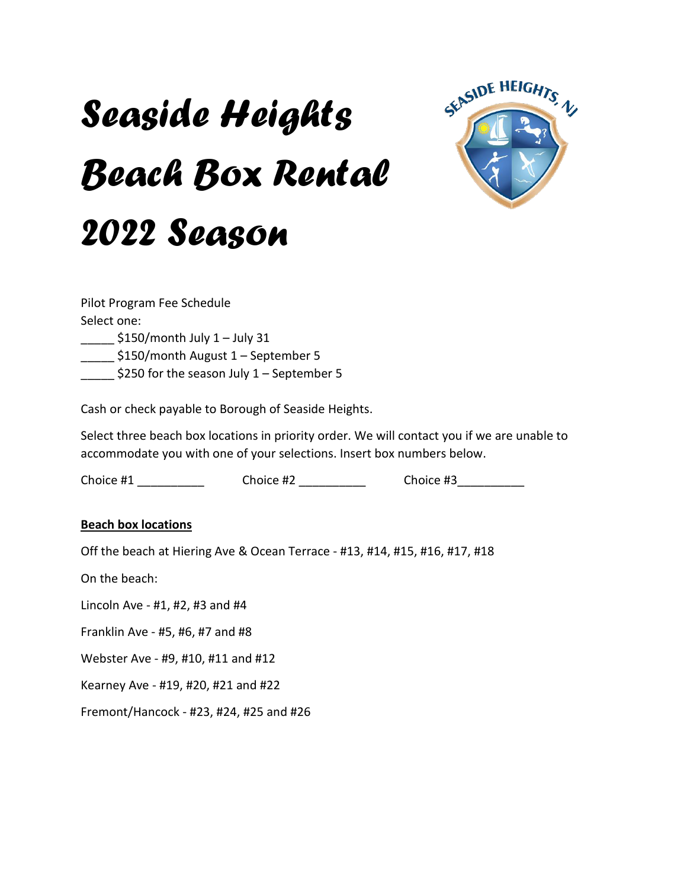# Seaside Heights Beach Box Rental 2022 Season

Pilot Program Fee Schedule

Select one:

_____ $150/month July 1 – July 31

_____ $150/month August 1 – September 5

_____ $250 for the season July 1 – September 5

Cash or check payable to Borough of Seaside Heights.

Select three beach box locations in priority order. We will contact you if we are unable to accommodate you with one of your selections. Insert box numbers below.

Choice #1 __________ Choice #2 __________ Choice #3__________

**Beach box locations**

Off the beach at Hiering Ave & Ocean Terrace - #13, #14, #15, #16, #17, #18

On the beach:

Lincoln Ave - #1, #2, #3 and #4

Franklin Ave - #5, #6, #7 and #8

Webster Ave - #9, #10, #11 and #12

Kearney Ave - #19, #20, #21 and #22

Fremont/Hancock - #23, #24, #25 and #26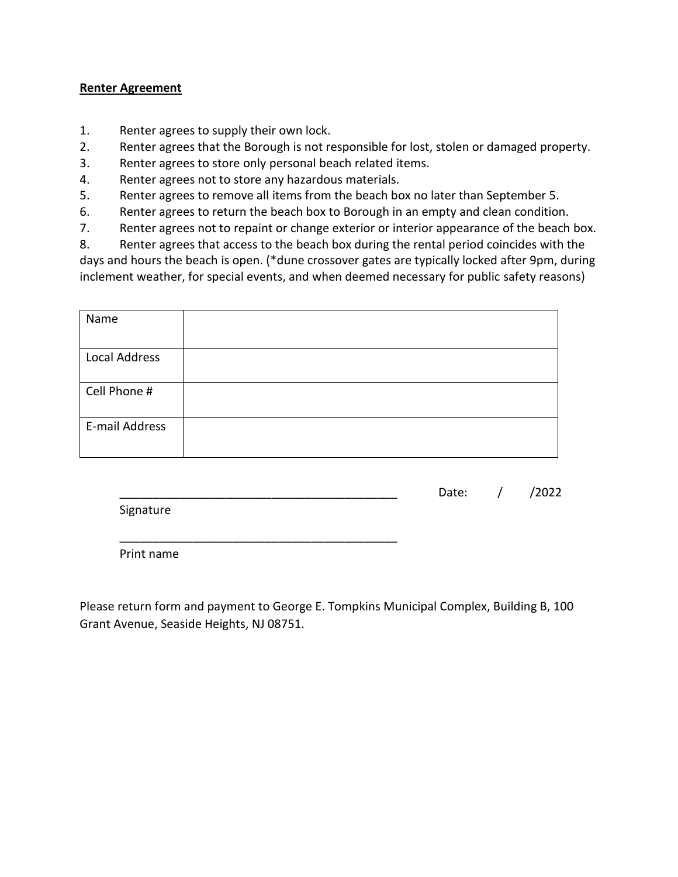**Renter Agreement**

1. Renter agrees to supply their own lock.
2. Renter agrees that the Borough is not responsible for lost, stolen or damaged property.
3. Renter agrees to store only personal beach related items.
4. Renter agrees not to store any hazardous materials.
5. Renter agrees to remove all items from the beach box no later than September 5.
6. Renter agrees to return the beach box to Borough in an empty and clean condition.
7. Renter agrees not to repaint or change exterior or interior appearance of the beach box.
8. Renter agrees that access to the beach box during the rental period coincides with the days and hours the beach is open. (*dune crossover gates are typically locked after 9pm, during inclement weather, for special events, and when deemed necessary for public safety reasons)

| | |
|---|---|
| Name | |
| Local Address | |
| Cell Phone # | |
| E-mail Address | |

_____________________________________________ Date: / /2022
Signature

_____________________________________________
Print name

Please return form and payment to George E. Tompkins Municipal Complex, Building B, 100 Grant Avenue, Seaside Heights, NJ 08751.